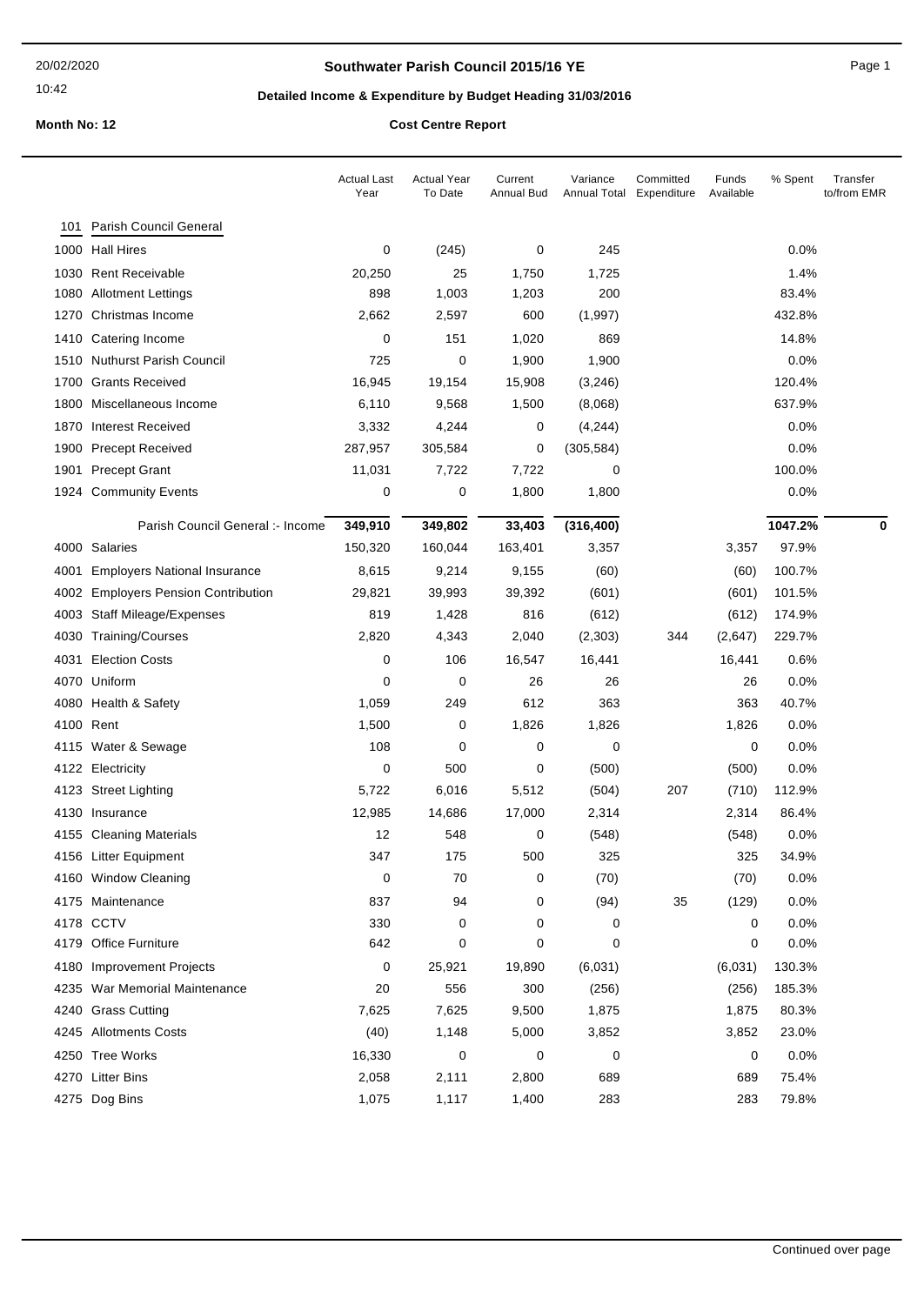# Southwater Parish Council 2015/16 YE

## Detailed Income & Expenditure by Budget Heading 31/03/2016

**Month No: 12** **Cost Centre Report**

| | | Actual Last Year | Actual Year To Date | Current Annual Bud | Variance Annual Total | Committed Expenditure | Funds Available | % Spent | Transfer to/from EMR |
|---|---|---|---|---|---|---|---|---|---|
| 101 | Parish Council General | | | | | | | | |
| 1000 | Hall Hires | 0 | (245) | 0 | 245 | | | 0.0% | |
| 1030 | Rent Receivable | 20,250 | 25 | 1,750 | 1,725 | | | 1.4% | |
| 1080 | Allotment Lettings | 898 | 1,003 | 1,203 | 200 | | | 83.4% | |
| 1270 | Christmas Income | 2,662 | 2,597 | 600 | (1,997) | | | 432.8% | |
| 1410 | Catering Income | 0 | 151 | 1,020 | 869 | | | 14.8% | |
| 1510 | Nuthurst Parish Council | 725 | 0 | 1,900 | 1,900 | | | 0.0% | |
| 1700 | Grants Received | 16,945 | 19,154 | 15,908 | (3,246) | | | 120.4% | |
| 1800 | Miscellaneous Income | 6,110 | 9,568 | 1,500 | (8,068) | | | 637.9% | |
| 1870 | Interest Received | 3,332 | 4,244 | 0 | (4,244) | | | 0.0% | |
| 1900 | Precept Received | 287,957 | 305,584 | 0 | (305,584) | | | 0.0% | |
| 1901 | Precept Grant | 11,031 | 7,722 | 7,722 | 0 | | | 100.0% | |
| 1924 | Community Events | 0 | 0 | 1,800 | 1,800 | | | 0.0% | |
| | **Parish Council General :- Income** | **349,910** | **349,802** | **33,403** | **(316,400)** | | | **1047.2%** | **0** |
| 4000 | Salaries | 150,320 | 160,044 | 163,401 | 3,357 | | 3,357 | 97.9% | |
| 4001 | Employers National Insurance | 8,615 | 9,214 | 9,155 | (60) | | (60) | 100.7% | |
| 4002 | Employers Pension Contribution | 29,821 | 39,993 | 39,392 | (601) | | (601) | 101.5% | |
| 4003 | Staff Mileage/Expenses | 819 | 1,428 | 816 | (612) | | (612) | 174.9% | |
| 4030 | Training/Courses | 2,820 | 4,343 | 2,040 | (2,303) | 344 | (2,647) | 229.7% | |
| 4031 | Election Costs | 0 | 106 | 16,547 | 16,441 | | 16,441 | 0.6% | |
| 4070 | Uniform | 0 | 0 | 26 | 26 | | 26 | 0.0% | |
| 4080 | Health & Safety | 1,059 | 249 | 612 | 363 | | 363 | 40.7% | |
| 4100 | Rent | 1,500 | 0 | 1,826 | 1,826 | | 1,826 | 0.0% | |
| 4115 | Water & Sewage | 108 | 0 | 0 | 0 | | 0 | 0.0% | |
| 4122 | Electricity | 0 | 500 | 0 | (500) | | (500) | 0.0% | |
| 4123 | Street Lighting | 5,722 | 6,016 | 5,512 | (504) | 207 | (710) | 112.9% | |
| 4130 | Insurance | 12,985 | 14,686 | 17,000 | 2,314 | | 2,314 | 86.4% | |
| 4155 | Cleaning Materials | 12 | 548 | 0 | (548) | | (548) | 0.0% | |
| 4156 | Litter Equipment | 347 | 175 | 500 | 325 | | 325 | 34.9% | |
| 4160 | Window Cleaning | 0 | 70 | 0 | (70) | | (70) | 0.0% | |
| 4175 | Maintenance | 837 | 94 | 0 | (94) | 35 | (129) | 0.0% | |
| 4178 | CCTV | 330 | 0 | 0 | 0 | | 0 | 0.0% | |
| 4179 | Office Furniture | 642 | 0 | 0 | 0 | | 0 | 0.0% | |
| 4180 | Improvement Projects | 0 | 25,921 | 19,890 | (6,031) | | (6,031) | 130.3% | |
| 4235 | War Memorial Maintenance | 20 | 556 | 300 | (256) | | (256) | 185.3% | |
| 4240 | Grass Cutting | 7,625 | 7,625 | 9,500 | 1,875 | | 1,875 | 80.3% | |
| 4245 | Allotments Costs | (40) | 1,148 | 5,000 | 3,852 | | 3,852 | 23.0% | |
| 4250 | Tree Works | 16,330 | 0 | 0 | 0 | | 0 | 0.0% | |
| 4270 | Litter Bins | 2,058 | 2,111 | 2,800 | 689 | | 689 | 75.4% | |
| 4275 | Dog Bins | 1,075 | 1,117 | 1,400 | 283 | | 283 | 79.8% | |

Continued over page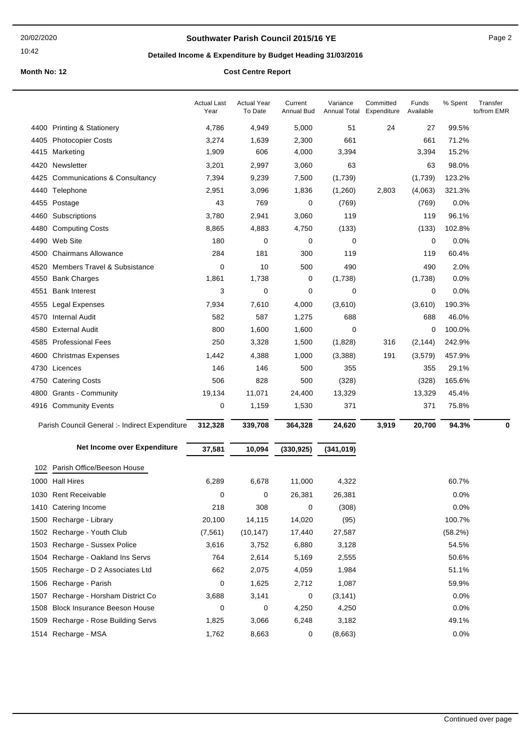## Southwater Parish Council 2015/16 YE

### Detailed Income & Expenditure by Budget Heading 31/03/2016

**Month No: 12** **Cost Centre Report**

| | | Actual Last Year | Actual Year To Date | Current Annual Bud | Variance Annual Total | Committed Expenditure | Funds Available | % Spent | Transfer to/from EMR |
|---|---|---|---|---|---|---|---|---|---|
| 4400 | Printing & Stationery | 4,786 | 4,949 | 5,000 | 51 | 24 | 27 | 99.5% | |
| 4405 | Photocopier Costs | 3,274 | 1,639 | 2,300 | 661 | | 661 | 71.2% | |
| 4415 | Marketing | 1,909 | 606 | 4,000 | 3,394 | | 3,394 | 15.2% | |
| 4420 | Newsletter | 3,201 | 2,997 | 3,060 | 63 | | 63 | 98.0% | |
| 4425 | Communications & Consultancy | 7,394 | 9,239 | 7,500 | (1,739) | | (1,739) | 123.2% | |
| 4440 | Telephone | 2,951 | 3,096 | 1,836 | (1,260) | 2,803 | (4,063) | 321.3% | |
| 4455 | Postage | 43 | 769 | 0 | (769) | | (769) | 0.0% | |
| 4460 | Subscriptions | 3,780 | 2,941 | 3,060 | 119 | | 119 | 96.1% | |
| 4480 | Computing Costs | 8,865 | 4,883 | 4,750 | (133) | | (133) | 102.8% | |
| 4490 | Web Site | 180 | 0 | 0 | 0 | | 0 | 0.0% | |
| 4500 | Chairmans Allowance | 284 | 181 | 300 | 119 | | 119 | 60.4% | |
| 4520 | Members Travel & Subsistance | 0 | 10 | 500 | 490 | | 490 | 2.0% | |
| 4550 | Bank Charges | 1,861 | 1,738 | 0 | (1,738) | | (1,738) | 0.0% | |
| 4551 | Bank Interest | 3 | 0 | 0 | 0 | | 0 | 0.0% | |
| 4555 | Legal Expenses | 7,934 | 7,610 | 4,000 | (3,610) | | (3,610) | 190.3% | |
| 4570 | Internal Audit | 582 | 587 | 1,275 | 688 | | 688 | 46.0% | |
| 4580 | External Audit | 800 | 1,600 | 1,600 | 0 | | 0 | 100.0% | |
| 4585 | Professional Fees | 250 | 3,328 | 1,500 | (1,828) | 316 | (2,144) | 242.9% | |
| 4600 | Christmas Expenses | 1,442 | 4,388 | 1,000 | (3,388) | 191 | (3,579) | 457.9% | |
| 4730 | Licences | 146 | 146 | 500 | 355 | | 355 | 29.1% | |
| 4750 | Catering Costs | 506 | 828 | 500 | (328) | | (328) | 165.6% | |
| 4800 | Grants - Community | 19,134 | 11,071 | 24,400 | 13,329 | | 13,329 | 45.4% | |
| 4916 | Community Events | 0 | 1,159 | 1,530 | 371 | | 371 | 75.8% | |
| | **Parish Council General :- Indirect Expenditure** | **312,328** | **339,708** | **364,328** | **24,620** | **3,919** | **20,700** | **94.3%** | **0** |
| | **Net Income over Expenditure** | **37,581** | **10,094** | **(330,925)** | **(341,019)** | | | | |
| 102 | Parish Office/Beeson House | | | | | | | | |
| 1000 | Hall Hires | 6,289 | 6,678 | 11,000 | 4,322 | | | 60.7% | |
| 1030 | Rent Receivable | 0 | 0 | 26,381 | 26,381 | | | 0.0% | |
| 1410 | Catering Income | 218 | 308 | 0 | (308) | | | 0.0% | |
| 1500 | Recharge - Library | 20,100 | 14,115 | 14,020 | (95) | | | 100.7% | |
| 1502 | Recharge - Youth Club | (7,561) | (10,147) | 17,440 | 27,587 | | | (58.2%) | |
| 1503 | Recharge - Sussex Police | 3,616 | 3,752 | 6,880 | 3,128 | | | 54.5% | |
| 1504 | Recharge - Oakland Ins Servs | 764 | 2,614 | 5,169 | 2,555 | | | 50.6% | |
| 1505 | Recharge - D 2 Associates Ltd | 662 | 2,075 | 4,059 | 1,984 | | | 51.1% | |
| 1506 | Recharge - Parish | 0 | 1,625 | 2,712 | 1,087 | | | 59.9% | |
| 1507 | Recharge - Horsham District Co | 3,688 | 3,141 | 0 | (3,141) | | | 0.0% | |
| 1508 | Block Insurance Beeson House | 0 | 0 | 4,250 | 4,250 | | | 0.0% | |
| 1509 | Recharge - Rose Building Servs | 1,825 | 3,066 | 6,248 | 3,182 | | | 49.1% | |
| 1514 | Recharge - MSA | 1,762 | 8,663 | 0 | (8,663) | | | 0.0% | |

Continued over page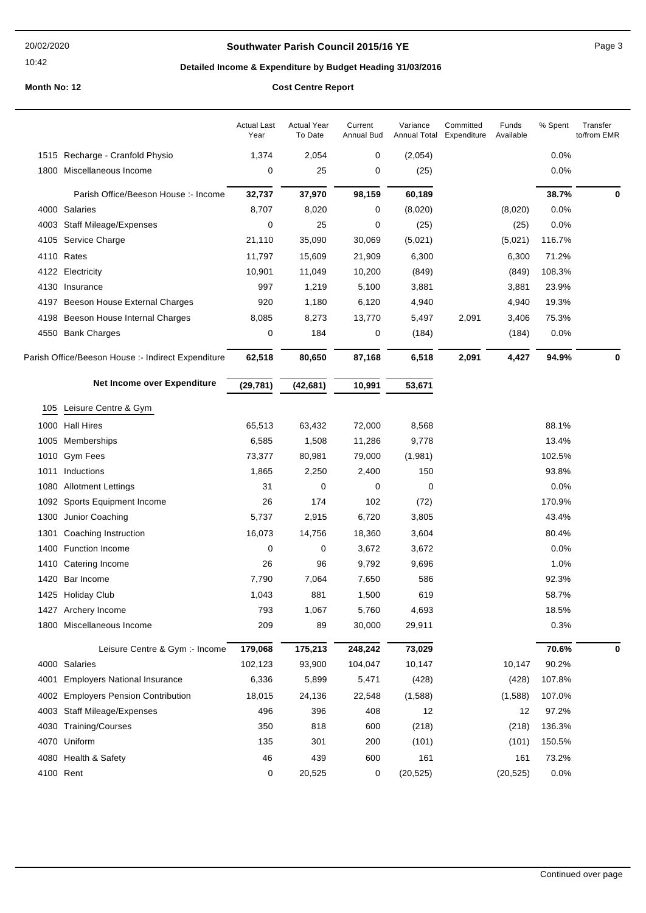# Southwater Parish Council 2015/16 YE

## Detailed Income & Expenditure by Budget Heading 31/03/2016

**Month No: 12** **Cost Centre Report**

| | | Actual Last Year | Actual Year To Date | Current Annual Bud | Variance Annual Total | Committed Expenditure | Funds Available | % Spent | Transfer to/from EMR |
|---|---|---|---|---|---|---|---|---|---|
| 1515 | Recharge - Cranfold Physio | 1,374 | 2,054 | 0 | (2,054) | | | 0.0% | |
| 1800 | Miscellaneous Income | 0 | 25 | 0 | (25) | | | 0.0% | |
| | **Parish Office/Beeson House :- Income** | **32,737** | **37,970** | **98,159** | **60,189** | | | **38.7%** | **0** |
| 4000 | Salaries | 8,707 | 8,020 | 0 | (8,020) | | (8,020) | 0.0% | |
| 4003 | Staff Mileage/Expenses | 0 | 25 | 0 | (25) | | (25) | 0.0% | |
| 4105 | Service Charge | 21,110 | 35,090 | 30,069 | (5,021) | | (5,021) | 116.7% | |
| 4110 | Rates | 11,797 | 15,609 | 21,909 | 6,300 | | 6,300 | 71.2% | |
| 4122 | Electricity | 10,901 | 11,049 | 10,200 | (849) | | (849) | 108.3% | |
| 4130 | Insurance | 997 | 1,219 | 5,100 | 3,881 | | 3,881 | 23.9% | |
| 4197 | Beeson House External Charges | 920 | 1,180 | 6,120 | 4,940 | | 4,940 | 19.3% | |
| 4198 | Beeson House Internal Charges | 8,085 | 8,273 | 13,770 | 5,497 | 2,091 | 3,406 | 75.3% | |
| 4550 | Bank Charges | 0 | 184 | 0 | (184) | | (184) | 0.0% | |
| | **Parish Office/Beeson House :- Indirect Expenditure** | **62,518** | **80,650** | **87,168** | **6,518** | **2,091** | **4,427** | **94.9%** | **0** |
| | **Net Income over Expenditure** | **(29,781)** | **(42,681)** | **10,991** | **53,671** | | | | |
| 105 | Leisure Centre & Gym | | | | | | | | |
| 1000 | Hall Hires | 65,513 | 63,432 | 72,000 | 8,568 | | | 88.1% | |
| 1005 | Memberships | 6,585 | 1,508 | 11,286 | 9,778 | | | 13.4% | |
| 1010 | Gym Fees | 73,377 | 80,981 | 79,000 | (1,981) | | | 102.5% | |
| 1011 | Inductions | 1,865 | 2,250 | 2,400 | 150 | | | 93.8% | |
| 1080 | Allotment Lettings | 31 | 0 | 0 | 0 | | | 0.0% | |
| 1092 | Sports Equipment Income | 26 | 174 | 102 | (72) | | | 170.9% | |
| 1300 | Junior Coaching | 5,737 | 2,915 | 6,720 | 3,805 | | | 43.4% | |
| 1301 | Coaching Instruction | 16,073 | 14,756 | 18,360 | 3,604 | | | 80.4% | |
| 1400 | Function Income | 0 | 0 | 3,672 | 3,672 | | | 0.0% | |
| 1410 | Catering Income | 26 | 96 | 9,792 | 9,696 | | | 1.0% | |
| 1420 | Bar Income | 7,790 | 7,064 | 7,650 | 586 | | | 92.3% | |
| 1425 | Holiday Club | 1,043 | 881 | 1,500 | 619 | | | 58.7% | |
| 1427 | Archery Income | 793 | 1,067 | 5,760 | 4,693 | | | 18.5% | |
| 1800 | Miscellaneous Income | 209 | 89 | 30,000 | 29,911 | | | 0.3% | |
| | **Leisure Centre & Gym :- Income** | **179,068** | **175,213** | **248,242** | **73,029** | | | **70.6%** | **0** |
| 4000 | Salaries | 102,123 | 93,900 | 104,047 | 10,147 | | 10,147 | 90.2% | |
| 4001 | Employers National Insurance | 6,336 | 5,899 | 5,471 | (428) | | (428) | 107.8% | |
| 4002 | Employers Pension Contribution | 18,015 | 24,136 | 22,548 | (1,588) | | (1,588) | 107.0% | |
| 4003 | Staff Mileage/Expenses | 496 | 396 | 408 | 12 | | 12 | 97.2% | |
| 4030 | Training/Courses | 350 | 818 | 600 | (218) | | (218) | 136.3% | |
| 4070 | Uniform | 135 | 301 | 200 | (101) | | (101) | 150.5% | |
| 4080 | Health & Safety | 46 | 439 | 600 | 161 | | 161 | 73.2% | |
| 4100 | Rent | 0 | 20,525 | 0 | (20,525) | | (20,525) | 0.0% | |

Continued over page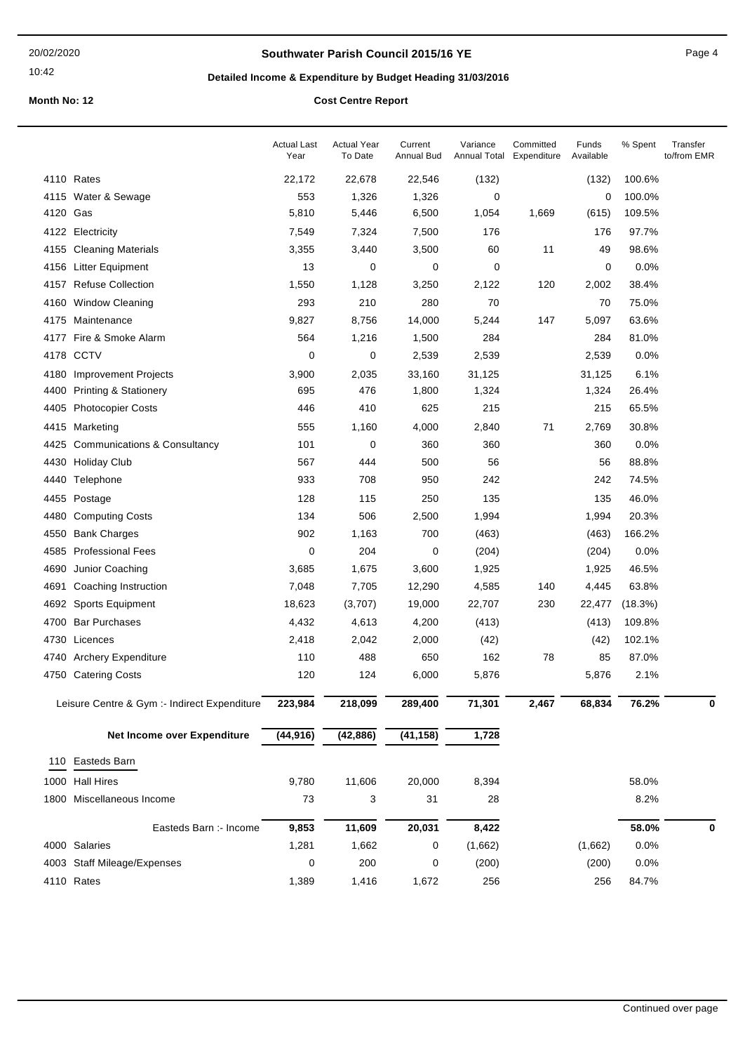# Southwater Parish Council 2015/16 YE

## Detailed Income & Expenditure by Budget Heading 31/03/2016

**Month No: 12** **Cost Centre Report**

| | | Actual Last Year | Actual Year To Date | Current Annual Bud | Variance Annual Total | Committed Expenditure | Funds Available | % Spent | Transfer to/from EMR |
|---|---|---|---|---|---|---|---|---|---|
| 4110 | Rates | 22,172 | 22,678 | 22,546 | (132) | | (132) | 100.6% | |
| 4115 | Water & Sewage | 553 | 1,326 | 1,326 | 0 | | 0 | 100.0% | |
| 4120 | Gas | 5,810 | 5,446 | 6,500 | 1,054 | 1,669 | (615) | 109.5% | |
| 4122 | Electricity | 7,549 | 7,324 | 7,500 | 176 | | 176 | 97.7% | |
| 4155 | Cleaning Materials | 3,355 | 3,440 | 3,500 | 60 | 11 | 49 | 98.6% | |
| 4156 | Litter Equipment | 13 | 0 | 0 | 0 | | 0 | 0.0% | |
| 4157 | Refuse Collection | 1,550 | 1,128 | 3,250 | 2,122 | 120 | 2,002 | 38.4% | |
| 4160 | Window Cleaning | 293 | 210 | 280 | 70 | | 70 | 75.0% | |
| 4175 | Maintenance | 9,827 | 8,756 | 14,000 | 5,244 | 147 | 5,097 | 63.6% | |
| 4177 | Fire & Smoke Alarm | 564 | 1,216 | 1,500 | 284 | | 284 | 81.0% | |
| 4178 | CCTV | 0 | 0 | 2,539 | 2,539 | | 2,539 | 0.0% | |
| 4180 | Improvement Projects | 3,900 | 2,035 | 33,160 | 31,125 | | 31,125 | 6.1% | |
| 4400 | Printing & Stationery | 695 | 476 | 1,800 | 1,324 | | 1,324 | 26.4% | |
| 4405 | Photocopier Costs | 446 | 410 | 625 | 215 | | 215 | 65.5% | |
| 4415 | Marketing | 555 | 1,160 | 4,000 | 2,840 | 71 | 2,769 | 30.8% | |
| 4425 | Communications & Consultancy | 101 | 0 | 360 | 360 | | 360 | 0.0% | |
| 4430 | Holiday Club | 567 | 444 | 500 | 56 | | 56 | 88.8% | |
| 4440 | Telephone | 933 | 708 | 950 | 242 | | 242 | 74.5% | |
| 4455 | Postage | 128 | 115 | 250 | 135 | | 135 | 46.0% | |
| 4480 | Computing Costs | 134 | 506 | 2,500 | 1,994 | | 1,994 | 20.3% | |
| 4550 | Bank Charges | 902 | 1,163 | 700 | (463) | | (463) | 166.2% | |
| 4585 | Professional Fees | 0 | 204 | 0 | (204) | | (204) | 0.0% | |
| 4690 | Junior Coaching | 3,685 | 1,675 | 3,600 | 1,925 | | 1,925 | 46.5% | |
| 4691 | Coaching Instruction | 7,048 | 7,705 | 12,290 | 4,585 | 140 | 4,445 | 63.8% | |
| 4692 | Sports Equipment | 18,623 | (3,707) | 19,000 | 22,707 | 230 | 22,477 | (18.3%) | |
| 4700 | Bar Purchases | 4,432 | 4,613 | 4,200 | (413) | | (413) | 109.8% | |
| 4730 | Licences | 2,418 | 2,042 | 2,000 | (42) | | (42) | 102.1% | |
| 4740 | Archery Expenditure | 110 | 488 | 650 | 162 | 78 | 85 | 87.0% | |
| 4750 | Catering Costs | 120 | 124 | 6,000 | 5,876 | | 5,876 | 2.1% | |
| | **Leisure Centre & Gym :- Indirect Expenditure** | **223,984** | **218,099** | **289,400** | **71,301** | **2,467** | **68,834** | **76.2%** | **0** |
| | **Net Income over Expenditure** | **(44,916)** | **(42,886)** | **(41,158)** | **1,728** | | | | |
| 110 | Easteds Barn | | | | | | | | |
| 1000 | Hall Hires | 9,780 | 11,606 | 20,000 | 8,394 | | | 58.0% | |
| 1800 | Miscellaneous Income | 73 | 3 | 31 | 28 | | | 8.2% | |
| | **Easteds Barn :- Income** | **9,853** | **11,609** | **20,031** | **8,422** | | | **58.0%** | **0** |
| 4000 | Salaries | 1,281 | 1,662 | 0 | (1,662) | | (1,662) | 0.0% | |
| 4003 | Staff Mileage/Expenses | 0 | 200 | 0 | (200) | | (200) | 0.0% | |
| 4110 | Rates | 1,389 | 1,416 | 1,672 | 256 | | 256 | 84.7% | |

Continued over page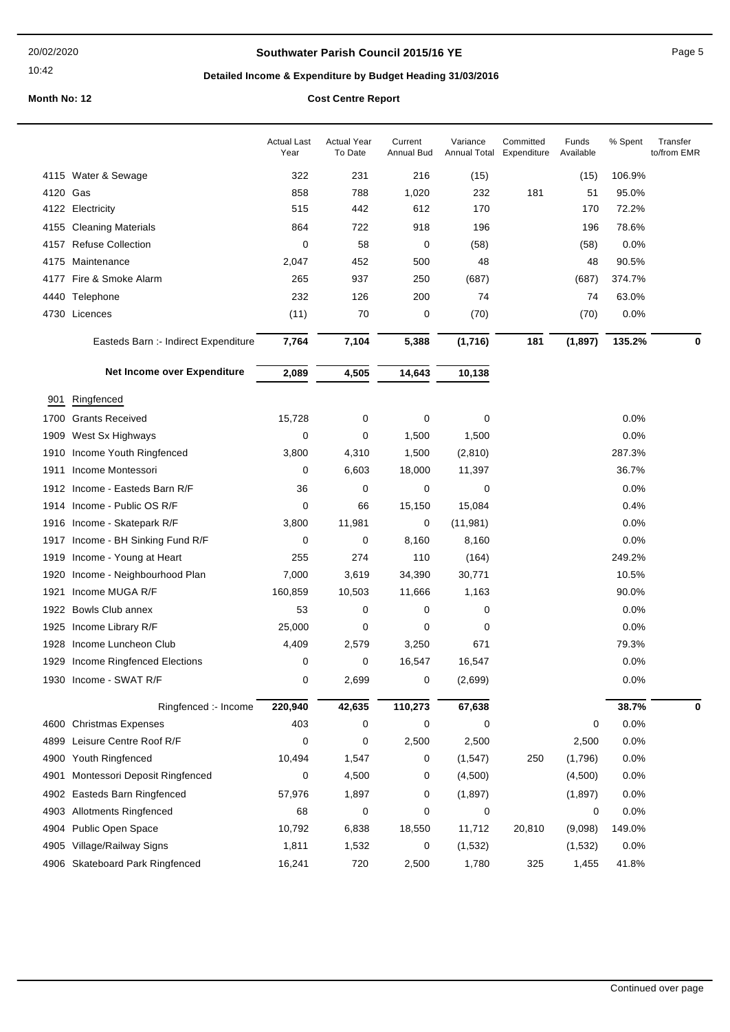**Southwater Parish Council 2015/16 YE**

**Detailed Income & Expenditure by Budget Heading 31/03/2016**

**Month No: 12** | **Cost Centre Report**

| | | Actual Last Year | Actual Year To Date | Current Annual Bud | Variance Annual Total | Committed Expenditure | Funds Available | % Spent | Transfer to/from EMR |
|---|---|---|---|---|---|---|---|---|---|
| 4115 | Water & Sewage | 322 | 231 | 216 | (15) | | (15) | 106.9% | |
| 4120 | Gas | 858 | 788 | 1,020 | 232 | 181 | 51 | 95.0% | |
| 4122 | Electricity | 515 | 442 | 612 | 170 | | 170 | 72.2% | |
| 4155 | Cleaning Materials | 864 | 722 | 918 | 196 | | 196 | 78.6% | |
| 4157 | Refuse Collection | 0 | 58 | 0 | (58) | | (58) | 0.0% | |
| 4175 | Maintenance | 2,047 | 452 | 500 | 48 | | 48 | 90.5% | |
| 4177 | Fire & Smoke Alarm | 265 | 937 | 250 | (687) | | (687) | 374.7% | |
| 4440 | Telephone | 232 | 126 | 200 | 74 | | 74 | 63.0% | |
| 4730 | Licences | (11) | 70 | 0 | (70) | | (70) | 0.0% | |
| | **Easteds Barn :- Indirect Expenditure** | **7,764** | **7,104** | **5,388** | **(1,716)** | **181** | **(1,897)** | **135.2%** | **0** |
| | **Net Income over Expenditure** | **2,089** | **4,505** | **14,643** | **10,138** | | | | |
| 901 | Ringfenced | | | | | | | | |
| 1700 | Grants Received | 15,728 | 0 | 0 | 0 | | | 0.0% | |
| 1909 | West Sx Highways | 0 | 0 | 1,500 | 1,500 | | | 0.0% | |
| 1910 | Income Youth Ringfenced | 3,800 | 4,310 | 1,500 | (2,810) | | | 287.3% | |
| 1911 | Income Montessori | 0 | 6,603 | 18,000 | 11,397 | | | 36.7% | |
| 1912 | Income - Easteds Barn R/F | 36 | 0 | 0 | 0 | | | 0.0% | |
| 1914 | Income - Public OS R/F | 0 | 66 | 15,150 | 15,084 | | | 0.4% | |
| 1916 | Income - Skatepark R/F | 3,800 | 11,981 | 0 | (11,981) | | | 0.0% | |
| 1917 | Income - BH Sinking Fund R/F | 0 | 0 | 8,160 | 8,160 | | | 0.0% | |
| 1919 | Income - Young at Heart | 255 | 274 | 110 | (164) | | | 249.2% | |
| 1920 | Income - Neighbourhood Plan | 7,000 | 3,619 | 34,390 | 30,771 | | | 10.5% | |
| 1921 | Income MUGA R/F | 160,859 | 10,503 | 11,666 | 1,163 | | | 90.0% | |
| 1922 | Bowls Club annex | 53 | 0 | 0 | 0 | | | 0.0% | |
| 1925 | Income Library R/F | 25,000 | 0 | 0 | 0 | | | 0.0% | |
| 1928 | Income Luncheon Club | 4,409 | 2,579 | 3,250 | 671 | | | 79.3% | |
| 1929 | Income Ringfenced Elections | 0 | 0 | 16,547 | 16,547 | | | 0.0% | |
| 1930 | Income - SWAT R/F | 0 | 2,699 | 0 | (2,699) | | | 0.0% | |
| | **Ringfenced :- Income** | **220,940** | **42,635** | **110,273** | **67,638** | | | **38.7%** | **0** |
| 4600 | Christmas Expenses | 403 | 0 | 0 | 0 | | 0 | 0.0% | |
| 4899 | Leisure Centre Roof R/F | 0 | 0 | 2,500 | 2,500 | | 2,500 | 0.0% | |
| 4900 | Youth Ringfenced | 10,494 | 1,547 | 0 | (1,547) | 250 | (1,796) | 0.0% | |
| 4901 | Montessori Deposit Ringfenced | 0 | 4,500 | 0 | (4,500) | | (4,500) | 0.0% | |
| 4902 | Easteds Barn Ringfenced | 57,976 | 1,897 | 0 | (1,897) | | (1,897) | 0.0% | |
| 4903 | Allotments Ringfenced | 68 | 0 | 0 | 0 | | 0 | 0.0% | |
| 4904 | Public Open Space | 10,792 | 6,838 | 18,550 | 11,712 | 20,810 | (9,098) | 149.0% | |
| 4905 | Village/Railway Signs | 1,811 | 1,532 | 0 | (1,532) | | (1,532) | 0.0% | |
| 4906 | Skateboard Park Ringfenced | 16,241 | 720 | 2,500 | 1,780 | 325 | 1,455 | 41.8% | |

Continued over page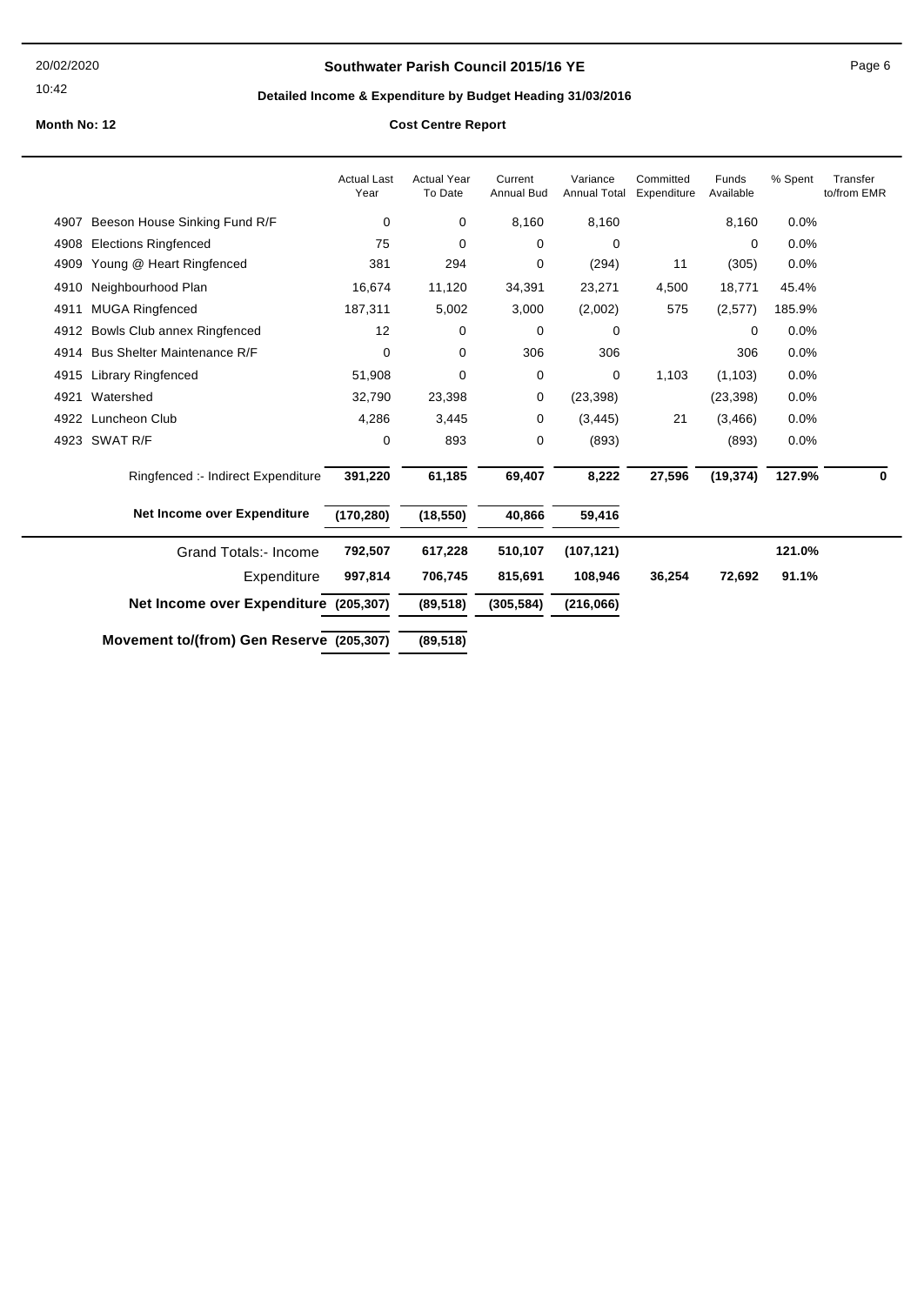**Southwater Parish Council 2015/16 YE**

**Detailed Income & Expenditure by Budget Heading 31/03/2016**

**Month No: 12**

**Cost Centre Report**

| | | Actual Last Year | Actual Year To Date | Current Annual Bud | Variance Annual Total | Committed Expenditure | Funds Available | % Spent | Transfer to/from EMR |
|---|---|---|---|---|---|---|---|---|---|
| 4907 | Beeson House Sinking Fund R/F | 0 | 0 | 8,160 | 8,160 | | 8,160 | 0.0% | |
| 4908 | Elections Ringfenced | 75 | 0 | 0 | 0 | | 0 | 0.0% | |
| 4909 | Young @ Heart Ringfenced | 381 | 294 | 0 | (294) | 11 | (305) | 0.0% | |
| 4910 | Neighbourhood Plan | 16,674 | 11,120 | 34,391 | 23,271 | 4,500 | 18,771 | 45.4% | |
| 4911 | MUGA Ringfenced | 187,311 | 5,002 | 3,000 | (2,002) | 575 | (2,577) | 185.9% | |
| 4912 | Bowls Club annex Ringfenced | 12 | 0 | 0 | 0 | | 0 | 0.0% | |
| 4914 | Bus Shelter Maintenance R/F | 0 | 0 | 306 | 306 | | 306 | 0.0% | |
| 4915 | Library Ringfenced | 51,908 | 0 | 0 | 0 | 1,103 | (1,103) | 0.0% | |
| 4921 | Watershed | 32,790 | 23,398 | 0 | (23,398) | | (23,398) | 0.0% | |
| 4922 | Luncheon Club | 4,286 | 3,445 | 0 | (3,445) | 21 | (3,466) | 0.0% | |
| 4923 | SWAT R/F | 0 | 893 | 0 | (893) | | (893) | 0.0% | |
| | Ringfenced :- Indirect Expenditure | **391,220** | **61,185** | **69,407** | **8,222** | **27,596** | **(19,374)** | **127.9%** | **0** |
| | **Net Income over Expenditure** | **(170,280)** | **(18,550)** | **40,866** | **59,416** | | | | |
| | Grand Totals:- Income | **792,507** | **617,228** | **510,107** | **(107,121)** | | | **121.0%** | |
| | Expenditure | **997,814** | **706,745** | **815,691** | **108,946** | **36,254** | **72,692** | **91.1%** | |
| | **Net Income over Expenditure** | **(205,307)** | **(89,518)** | **(305,584)** | **(216,066)** | | | | |
| | **Movement to/(from) Gen Reserve** | **(205,307)** | **(89,518)** | | | | | | |